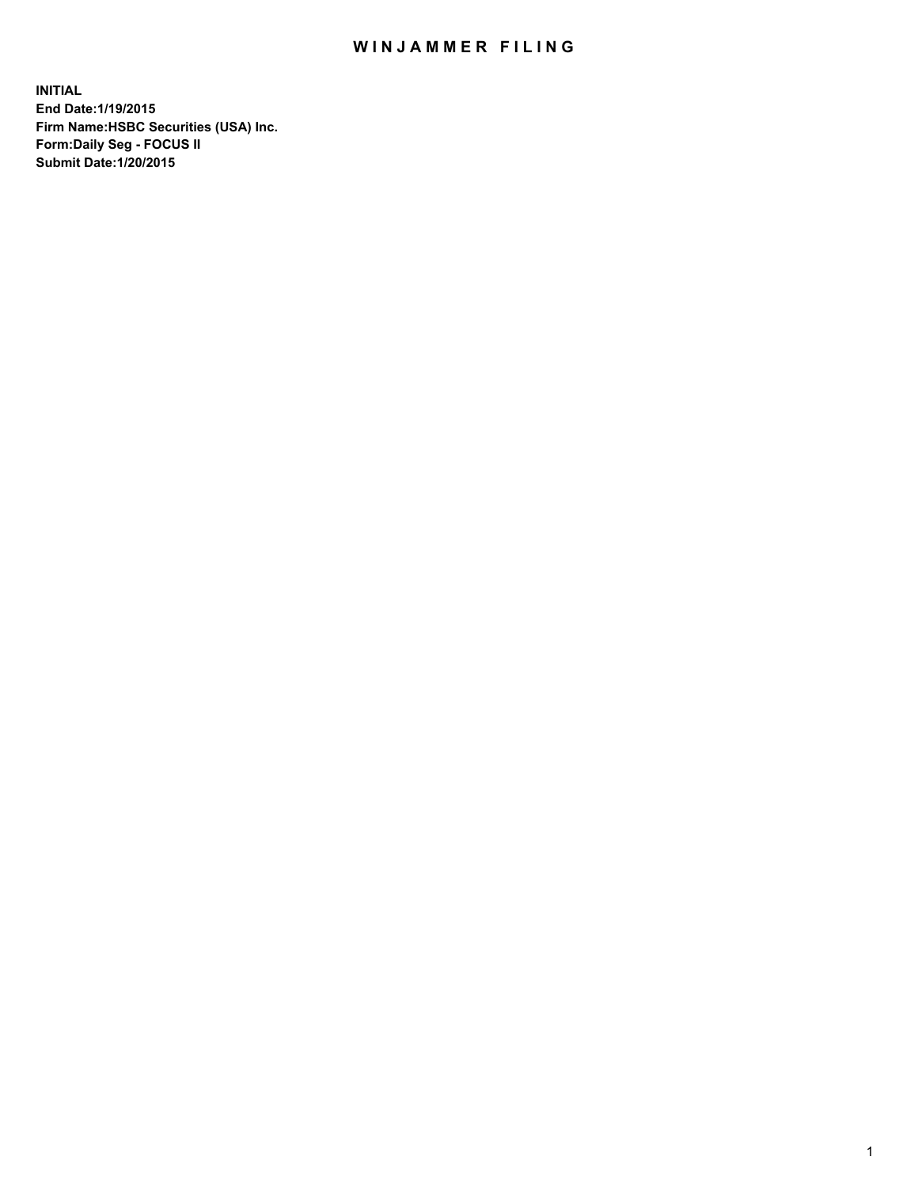# WINJAMMER FILING

**INITIAL**
**End Date:1/19/2015**
**Firm Name:HSBC Securities (USA) Inc.**
**Form:Daily Seg - FOCUS II**
**Submit Date:1/20/2015**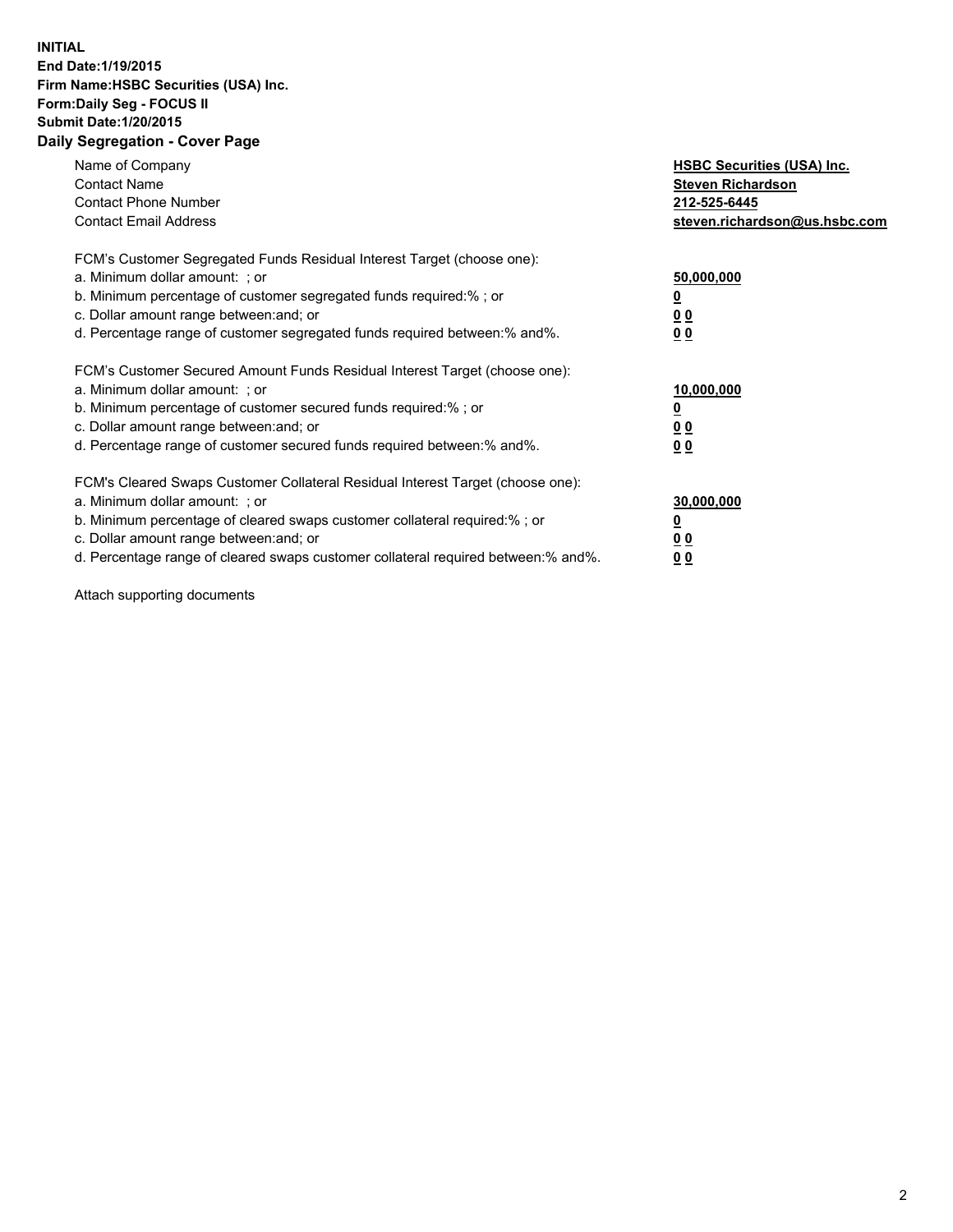**INITIAL**
**End Date:1/19/2015**
**Firm Name:HSBC Securities (USA) Inc.**
**Form:Daily Seg - FOCUS II**
**Submit Date:1/20/2015**

## Daily Segregation - Cover Page

| | |
|---|---|
| Name of Company | **HSBC Securities (USA) Inc.** |
| Contact Name | **Steven Richardson** |
| Contact Phone Number | **212-525-6445** |
| Contact Email Address | **steven.richardson@us.hsbc.com** |
| | |
| FCM's Customer Segregated Funds Residual Interest Target (choose one): | |
| a. Minimum dollar amount: ; or | **50,000,000** |
| b. Minimum percentage of customer segregated funds required:% ; or | **0** |
| c. Dollar amount range between:and; or | **0 0** |
| d. Percentage range of customer segregated funds required between:% and%. | **0 0** |
| | |
| FCM's Customer Secured Amount Funds Residual Interest Target (choose one): | |
| a. Minimum dollar amount: ; or | **10,000,000** |
| b. Minimum percentage of customer secured funds required:% ; or | **0** |
| c. Dollar amount range between:and; or | **0 0** |
| d. Percentage range of customer secured funds required between:% and%. | **0 0** |
| | |
| FCM's Cleared Swaps Customer Collateral Residual Interest Target (choose one): | |
| a. Minimum dollar amount: ; or | **30,000,000** |
| b. Minimum percentage of cleared swaps customer collateral required:% ; or | **0** |
| c. Dollar amount range between:and; or | **0 0** |
| d. Percentage range of cleared swaps customer collateral required between:% and%. | **0 0** |

Attach supporting documents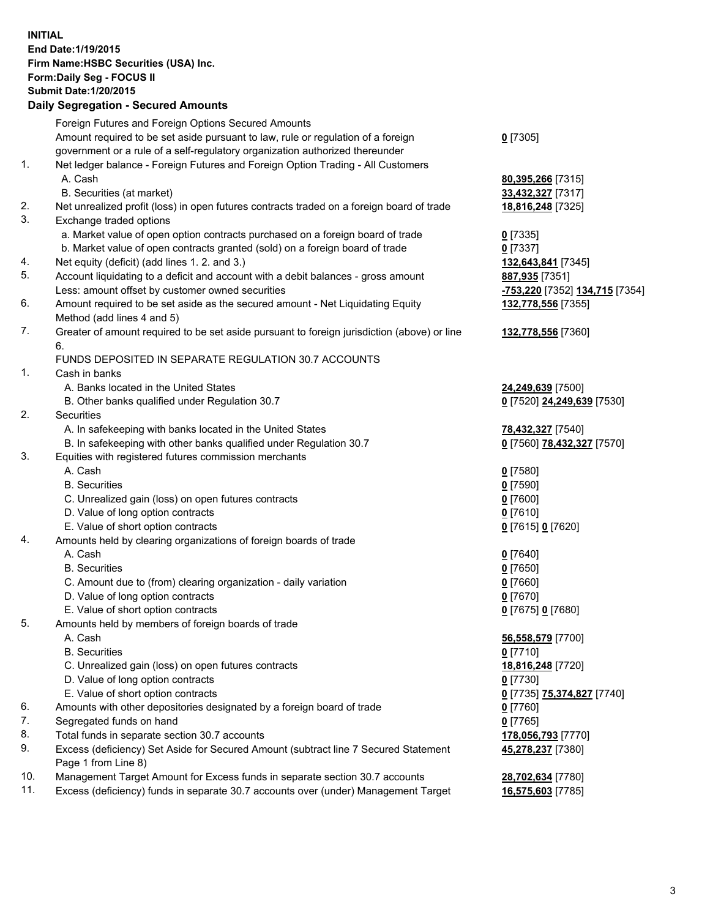**INITIAL**
**End Date:1/19/2015**
**Firm Name:HSBC Securities (USA) Inc.**
**Form:Daily Seg - FOCUS II**
**Submit Date:1/20/2015**

## Daily Segregation - Secured Amounts

| | | |
|---|---|---|
| | Foreign Futures and Foreign Options Secured Amounts | |
| | Amount required to be set aside pursuant to law, rule or regulation of a foreign government or a rule of a self-regulatory organization authorized thereunder | **0** [7305] |
| 1. | Net ledger balance - Foreign Futures and Foreign Option Trading - All Customers | |
| | A. Cash | **80,395,266** [7315] |
| | B. Securities (at market) | **33,432,327** [7317] |
| 2. | Net unrealized profit (loss) in open futures contracts traded on a foreign board of trade | **18,816,248** [7325] |
| 3. | Exchange traded options | |
| | a. Market value of open option contracts purchased on a foreign board of trade | **0** [7335] |
| | b. Market value of open contracts granted (sold) on a foreign board of trade | **0** [7337] |
| 4. | Net equity (deficit) (add lines 1. 2. and 3.) | **132,643,841** [7345] |
| 5. | Account liquidating to a deficit and account with a debit balances - gross amount | **887,935** [7351] |
| | Less: amount offset by customer owned securities | **-753,220** [7352] **134,715** [7354] |
| 6. | Amount required to be set aside as the secured amount - Net Liquidating Equity Method (add lines 4 and 5) | **132,778,556** [7355] |
| 7. | Greater of amount required to be set aside pursuant to foreign jurisdiction (above) or line 6. | **132,778,556** [7360] |
| | FUNDS DEPOSITED IN SEPARATE REGULATION 30.7 ACCOUNTS | |
| 1. | Cash in banks | |
| | A. Banks located in the United States | **24,249,639** [7500] |
| | B. Other banks qualified under Regulation 30.7 | **0** [7520] **24,249,639** [7530] |
| 2. | Securities | |
| | A. In safekeeping with banks located in the United States | **78,432,327** [7540] |
| | B. In safekeeping with other banks qualified under Regulation 30.7 | **0** [7560] **78,432,327** [7570] |
| 3. | Equities with registered futures commission merchants | |
| | A. Cash | **0** [7580] |
| | B. Securities | **0** [7590] |
| | C. Unrealized gain (loss) on open futures contracts | **0** [7600] |
| | D. Value of long option contracts | **0** [7610] |
| | E. Value of short option contracts | **0** [7615] **0** [7620] |
| 4. | Amounts held by clearing organizations of foreign boards of trade | |
| | A. Cash | **0** [7640] |
| | B. Securities | **0** [7650] |
| | C. Amount due to (from) clearing organization - daily variation | **0** [7660] |
| | D. Value of long option contracts | **0** [7670] |
| | E. Value of short option contracts | **0** [7675] **0** [7680] |
| 5. | Amounts held by members of foreign boards of trade | |
| | A. Cash | **56,558,579** [7700] |
| | B. Securities | **0** [7710] |
| | C. Unrealized gain (loss) on open futures contracts | **18,816,248** [7720] |
| | D. Value of long option contracts | **0** [7730] |
| | E. Value of short option contracts | **0** [7735] **75,374,827** [7740] |
| 6. | Amounts with other depositories designated by a foreign board of trade | **0** [7760] |
| 7. | Segregated funds on hand | **0** [7765] |
| 8. | Total funds in separate section 30.7 accounts | **178,056,793** [7770] |
| 9. | Excess (deficiency) Set Aside for Secured Amount (subtract line 7 Secured Statement Page 1 from Line 8) | **45,278,237** [7380] |
| 10. | Management Target Amount for Excess funds in separate section 30.7 accounts | **28,702,634** [7780] |
| 11. | Excess (deficiency) funds in separate 30.7 accounts over (under) Management Target | **16,575,603** [7785] |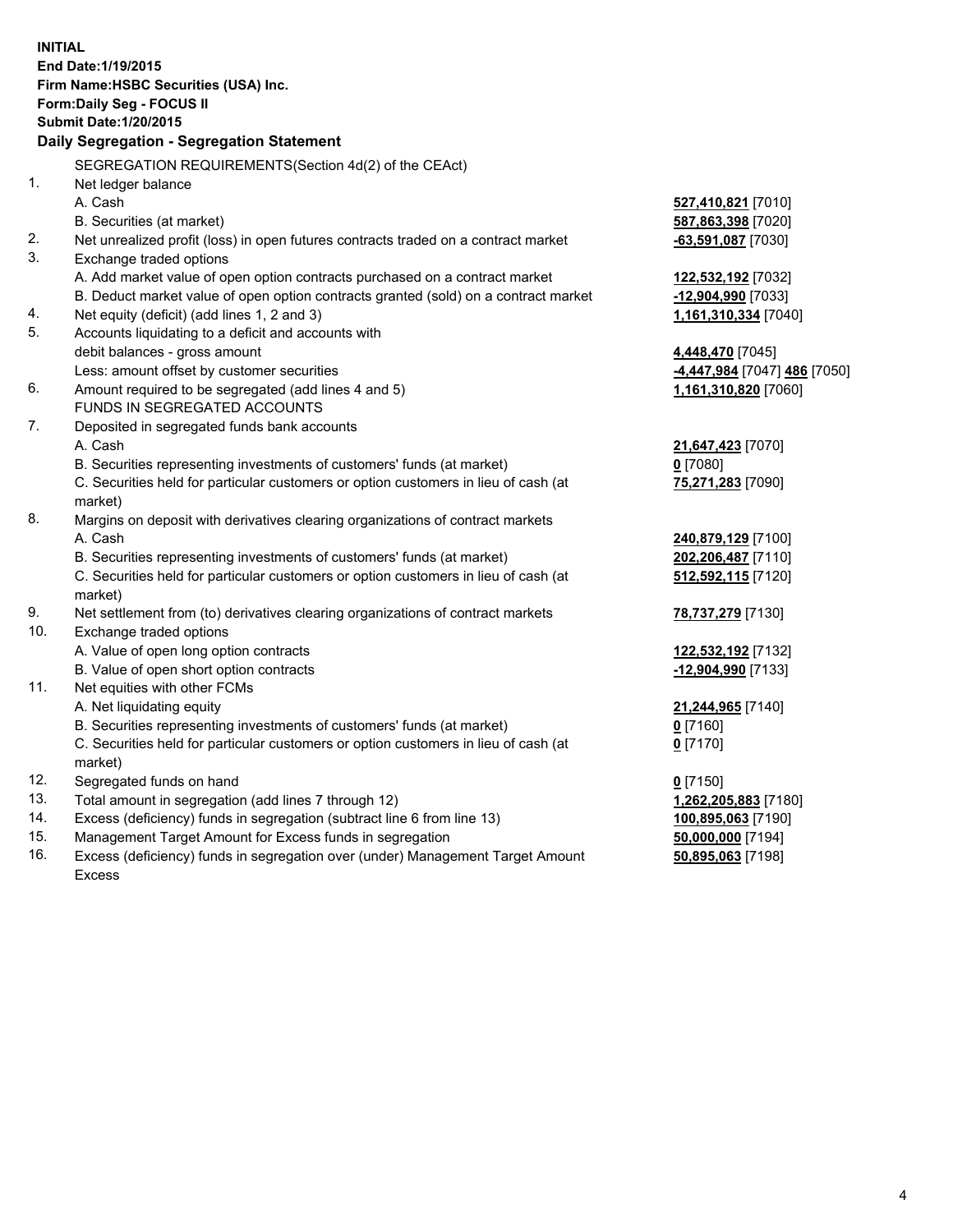**INITIAL**
**End Date:1/19/2015**
**Firm Name:HSBC Securities (USA) Inc.**
**Form:Daily Seg - FOCUS II**
**Submit Date:1/20/2015**

### Daily Segregation - Segregation Statement

SEGREGATION REQUIREMENTS(Section 4d(2) of the CEAct)

| | | |
|---|---|---|
| 1. | Net ledger balance | |
| | A. Cash | **527,410,821** [7010] |
| | B. Securities (at market) | **587,863,398** [7020] |
| 2. | Net unrealized profit (loss) in open futures contracts traded on a contract market | **-63,591,087** [7030] |
| 3. | Exchange traded options | |
| | A. Add market value of open option contracts purchased on a contract market | **122,532,192** [7032] |
| | B. Deduct market value of open option contracts granted (sold) on a contract market | **-12,904,990** [7033] |
| 4. | Net equity (deficit) (add lines 1, 2 and 3) | **1,161,310,334** [7040] |
| 5. | Accounts liquidating to a deficit and accounts with | |
| | debit balances - gross amount | **4,448,470** [7045] |
| | Less: amount offset by customer securities | **-4,447,984** [7047] **486** [7050] |
| 6. | Amount required to be segregated (add lines 4 and 5) | **1,161,310,820** [7060] |
| | FUNDS IN SEGREGATED ACCOUNTS | |
| 7. | Deposited in segregated funds bank accounts | |
| | A. Cash | **21,647,423** [7070] |
| | B. Securities representing investments of customers' funds (at market) | **0** [7080] |
| | C. Securities held for particular customers or option customers in lieu of cash (at market) | **75,271,283** [7090] |
| 8. | Margins on deposit with derivatives clearing organizations of contract markets | |
| | A. Cash | **240,879,129** [7100] |
| | B. Securities representing investments of customers' funds (at market) | **202,206,487** [7110] |
| | C. Securities held for particular customers or option customers in lieu of cash (at market) | **512,592,115** [7120] |
| 9. | Net settlement from (to) derivatives clearing organizations of contract markets | **78,737,279** [7130] |
| 10. | Exchange traded options | |
| | A. Value of open long option contracts | **122,532,192** [7132] |
| | B. Value of open short option contracts | **-12,904,990** [7133] |
| 11. | Net equities with other FCMs | |
| | A. Net liquidating equity | **21,244,965** [7140] |
| | B. Securities representing investments of customers' funds (at market) | **0** [7160] |
| | C. Securities held for particular customers or option customers in lieu of cash (at market) | **0** [7170] |
| 12. | Segregated funds on hand | **0** [7150] |
| 13. | Total amount in segregation (add lines 7 through 12) | **1,262,205,883** [7180] |
| 14. | Excess (deficiency) funds in segregation (subtract line 6 from line 13) | **100,895,063** [7190] |
| 15. | Management Target Amount for Excess funds in segregation | **50,000,000** [7194] |
| 16. | Excess (deficiency) funds in segregation over (under) Management Target Amount Excess | **50,895,063** [7198] |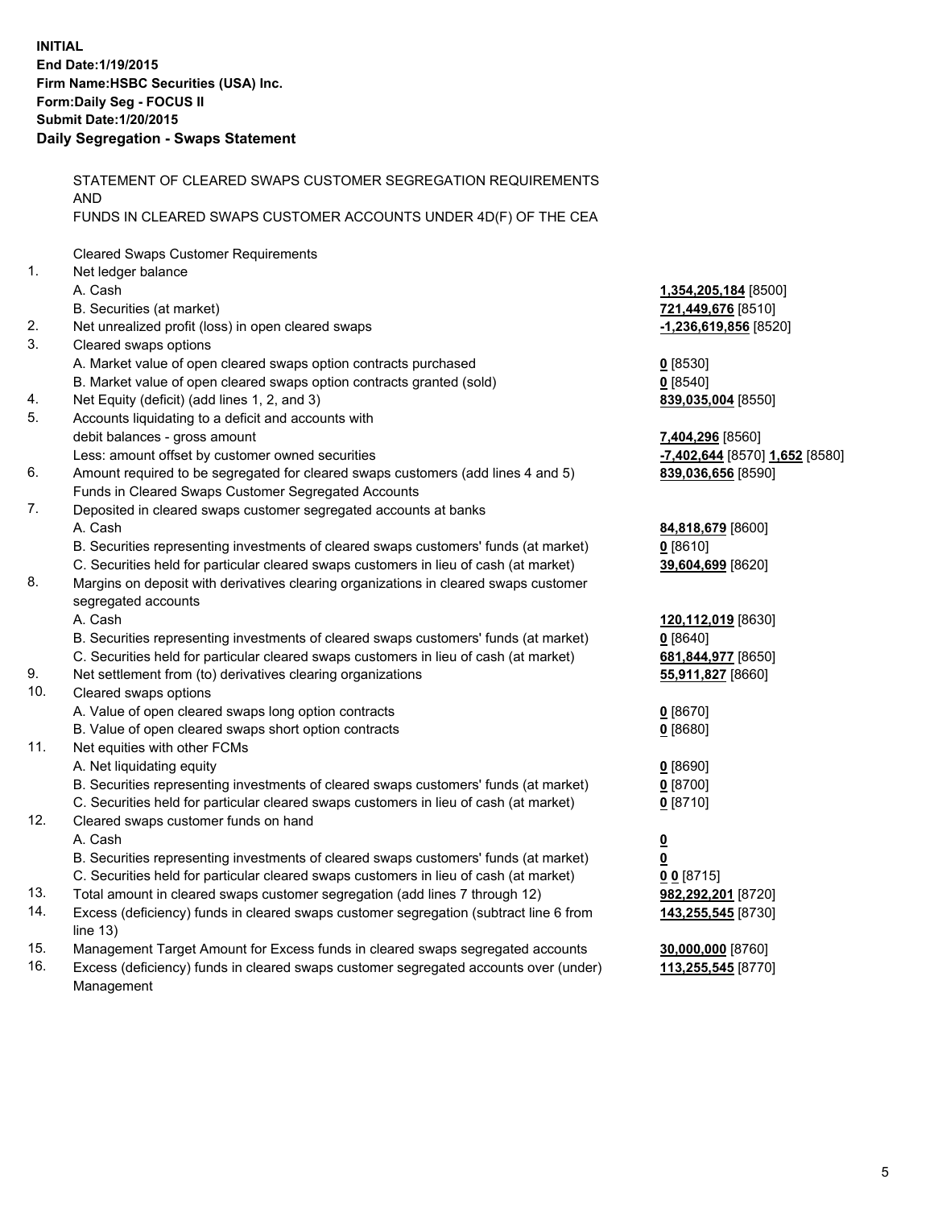**INITIAL**
**End Date:1/19/2015**
**Firm Name:HSBC Securities (USA) Inc.**
**Form:Daily Seg - FOCUS II**
**Submit Date:1/20/2015**
**Daily Segregation - Swaps Statement**

STATEMENT OF CLEARED SWAPS CUSTOMER SEGREGATION REQUIREMENTS AND FUNDS IN CLEARED SWAPS CUSTOMER ACCOUNTS UNDER 4D(F) OF THE CEA

| | | |
|---|---|---|
| | Cleared Swaps Customer Requirements | |
| 1. | Net ledger balance | |
| | A. Cash | **1,354,205,184** [8500] |
| | B. Securities (at market) | **721,449,676** [8510] |
| 2. | Net unrealized profit (loss) in open cleared swaps | **-1,236,619,856** [8520] |
| 3. | Cleared swaps options | |
| | A. Market value of open cleared swaps option contracts purchased | **0** [8530] |
| | B. Market value of open cleared swaps option contracts granted (sold) | **0** [8540] |
| 4. | Net Equity (deficit) (add lines 1, 2, and 3) | **839,035,004** [8550] |
| 5. | Accounts liquidating to a deficit and accounts with debit balances - gross amount | **7,404,296** [8560] |
| | Less: amount offset by customer owned securities | **-7,402,644** [8570] **1,652** [8580] |
| 6. | Amount required to be segregated for cleared swaps customers (add lines 4 and 5) | **839,036,656** [8590] |
| | Funds in Cleared Swaps Customer Segregated Accounts | |
| 7. | Deposited in cleared swaps customer segregated accounts at banks | |
| | A. Cash | **84,818,679** [8600] |
| | B. Securities representing investments of cleared swaps customers' funds (at market) | **0** [8610] |
| | C. Securities held for particular cleared swaps customers in lieu of cash (at market) | **39,604,699** [8620] |
| 8. | Margins on deposit with derivatives clearing organizations in cleared swaps customer segregated accounts | |
| | A. Cash | **120,112,019** [8630] |
| | B. Securities representing investments of cleared swaps customers' funds (at market) | **0** [8640] |
| | C. Securities held for particular cleared swaps customers in lieu of cash (at market) | **681,844,977** [8650] |
| 9. | Net settlement from (to) derivatives clearing organizations | **55,911,827** [8660] |
| 10. | Cleared swaps options | |
| | A. Value of open cleared swaps long option contracts | **0** [8670] |
| | B. Value of open cleared swaps short option contracts | **0** [8680] |
| 11. | Net equities with other FCMs | |
| | A. Net liquidating equity | **0** [8690] |
| | B. Securities representing investments of cleared swaps customers' funds (at market) | **0** [8700] |
| | C. Securities held for particular cleared swaps customers in lieu of cash (at market) | **0** [8710] |
| 12. | Cleared swaps customer funds on hand | |
| | A. Cash | **0** |
| | B. Securities representing investments of cleared swaps customers' funds (at market) | **0** |
| | C. Securities held for particular cleared swaps customers in lieu of cash (at market) | **0** **0** [8715] |
| 13. | Total amount in cleared swaps customer segregation (add lines 7 through 12) | **982,292,201** [8720] |
| 14. | Excess (deficiency) funds in cleared swaps customer segregation (subtract line 6 from line 13) | **143,255,545** [8730] |
| 15. | Management Target Amount for Excess funds in cleared swaps segregated accounts | **30,000,000** [8760] |
| 16. | Excess (deficiency) funds in cleared swaps customer segregated accounts over (under) Management | **113,255,545** [8770] |